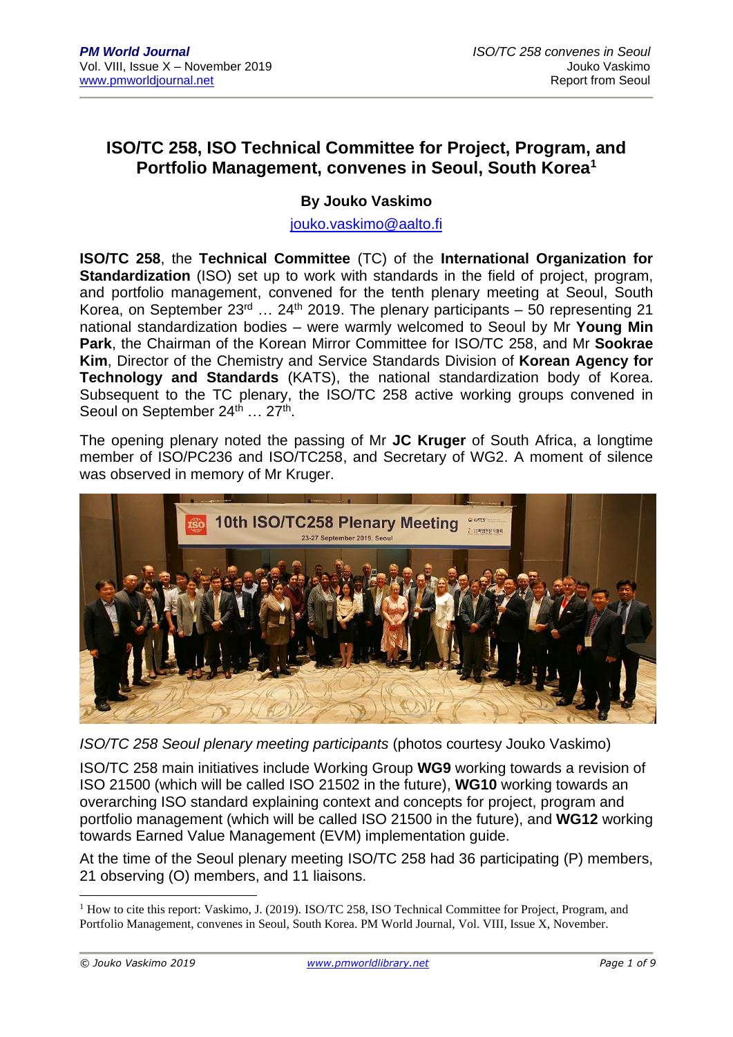# ISO/TC 258, ISO Technical Committee for Project, Program, and Portfolio Management, convenes in Seoul, South Korea[1]

**By Jouko Vaskimo**

jouko.vaskimo@aalto.fi

**ISO/TC 258**, the **Technical Committee** (TC) of the **International Organization for Standardization** (ISO) set up to work with standards in the field of project, program, and portfolio management, convened for the tenth plenary meeting at Seoul, South Korea, on September 23rd … 24th 2019. The plenary participants – 50 representing 21 national standardization bodies – were warmly welcomed to Seoul by Mr **Young Min Park**, the Chairman of the Korean Mirror Committee for ISO/TC 258, and Mr **Sookrae Kim**, Director of the Chemistry and Service Standards Division of **Korean Agency for Technology and Standards** (KATS), the national standardization body of Korea. Subsequent to the TC plenary, the ISO/TC 258 active working groups convened in Seoul on September 24th … 27th.

The opening plenary noted the passing of Mr **JC Kruger** of South Africa, a longtime member of ISO/PC236 and ISO/TC258, and Secretary of WG2. A moment of silence was observed in memory of Mr Kruger.

*ISO/TC 258 Seoul plenary meeting participants* (photos courtesy Jouko Vaskimo)

ISO/TC 258 main initiatives include Working Group **WG9** working towards a revision of ISO 21500 (which will be called ISO 21502 in the future), **WG10** working towards an overarching ISO standard explaining context and concepts for project, program and portfolio management (which will be called ISO 21500 in the future), and **WG12** working towards Earned Value Management (EVM) implementation guide.

At the time of the Seoul plenary meeting ISO/TC 258 had 36 participating (P) members, 21 observing (O) members, and 11 liaisons.

---

[1] How to cite this report: Vaskimo, J. (2019). ISO/TC 258, ISO Technical Committee for Project, Program, and Portfolio Management, convenes in Seoul, South Korea. PM World Journal, Vol. VIII, Issue X, November.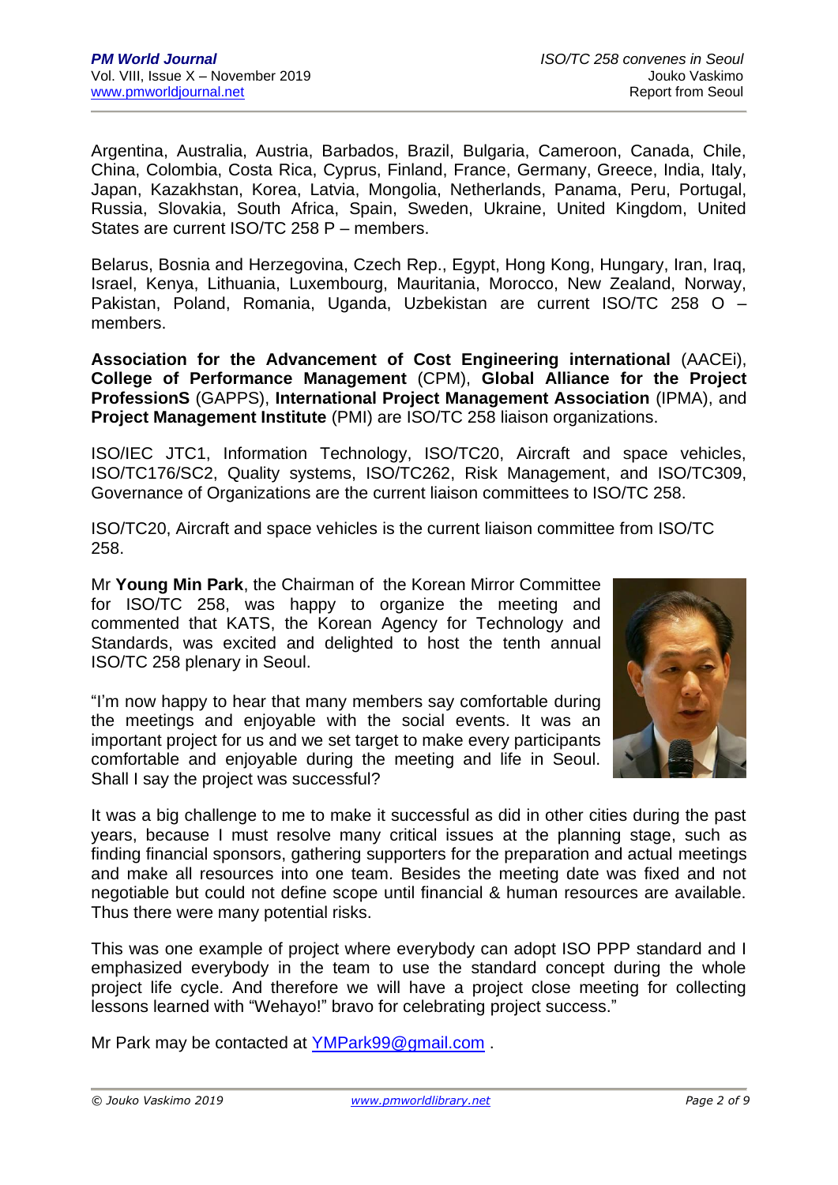Argentina, Australia, Austria, Barbados, Brazil, Bulgaria, Cameroon, Canada, Chile, China, Colombia, Costa Rica, Cyprus, Finland, France, Germany, Greece, India, Italy, Japan, Kazakhstan, Korea, Latvia, Mongolia, Netherlands, Panama, Peru, Portugal, Russia, Slovakia, South Africa, Spain, Sweden, Ukraine, United Kingdom, United States are current ISO/TC 258 P – members.

Belarus, Bosnia and Herzegovina, Czech Rep., Egypt, Hong Kong, Hungary, Iran, Iraq, Israel, Kenya, Lithuania, Luxembourg, Mauritania, Morocco, New Zealand, Norway, Pakistan, Poland, Romania, Uganda, Uzbekistan are current ISO/TC 258 O – members.

**Association for the Advancement of Cost Engineering international** (AACEi), **College of Performance Management** (CPM), **Global Alliance for the Project ProfessionS** (GAPPS), **International Project Management Association** (IPMA), and **Project Management Institute** (PMI) are ISO/TC 258 liaison organizations.

ISO/IEC JTC1, Information Technology, ISO/TC20, Aircraft and space vehicles, ISO/TC176/SC2, Quality systems, ISO/TC262, Risk Management, and ISO/TC309, Governance of Organizations are the current liaison committees to ISO/TC 258.

ISO/TC20, Aircraft and space vehicles is the current liaison committee from ISO/TC 258.

Mr **Young Min Park**, the Chairman of the Korean Mirror Committee for ISO/TC 258, was happy to organize the meeting and commented that KATS, the Korean Agency for Technology and Standards, was excited and delighted to host the tenth annual ISO/TC 258 plenary in Seoul.

"I'm now happy to hear that many members say comfortable during the meetings and enjoyable with the social events. It was an important project for us and we set target to make every participants comfortable and enjoyable during the meeting and life in Seoul. Shall I say the project was successful?

It was a big challenge to me to make it successful as did in other cities during the past years, because I must resolve many critical issues at the planning stage, such as finding financial sponsors, gathering supporters for the preparation and actual meetings and make all resources into one team. Besides the meeting date was fixed and not negotiable but could not define scope until financial & human resources are available. Thus there were many potential risks.

This was one example of project where everybody can adopt ISO PPP standard and I emphasized everybody in the team to use the standard concept during the whole project life cycle. And therefore we will have a project close meeting for collecting lessons learned with "Wehayo!" bravo for celebrating project success."

Mr Park may be contacted at YMPark99@gmail.com .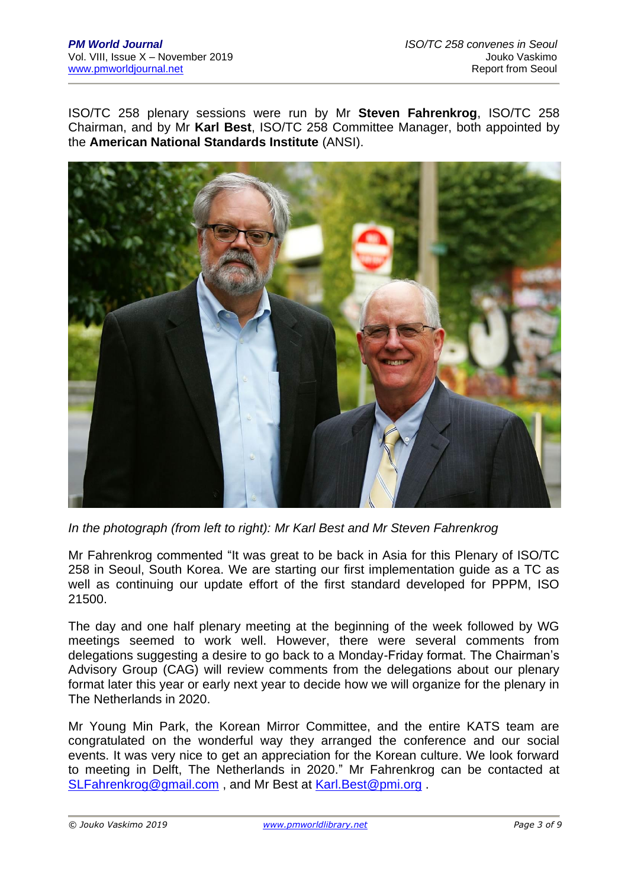ISO/TC 258 plenary sessions were run by Mr **Steven Fahrenkrog**, ISO/TC 258 Chairman, and by Mr **Karl Best**, ISO/TC 258 Committee Manager, both appointed by the **American National Standards Institute** (ANSI).

*In the photograph (from left to right): Mr Karl Best and Mr Steven Fahrenkrog*

Mr Fahrenkrog commented "It was great to be back in Asia for this Plenary of ISO/TC 258 in Seoul, South Korea. We are starting our first implementation guide as a TC as well as continuing our update effort of the first standard developed for PPPM, ISO 21500.

The day and one half plenary meeting at the beginning of the week followed by WG meetings seemed to work well. However, there were several comments from delegations suggesting a desire to go back to a Monday-Friday format. The Chairman's Advisory Group (CAG) will review comments from the delegations about our plenary format later this year or early next year to decide how we will organize for the plenary in The Netherlands in 2020.

Mr Young Min Park, the Korean Mirror Committee, and the entire KATS team are congratulated on the wonderful way they arranged the conference and our social events. It was very nice to get an appreciation for the Korean culture. We look forward to meeting in Delft, The Netherlands in 2020." Mr Fahrenkrog can be contacted at SLFahrenkrog@gmail.com , and Mr Best at Karl.Best@pmi.org .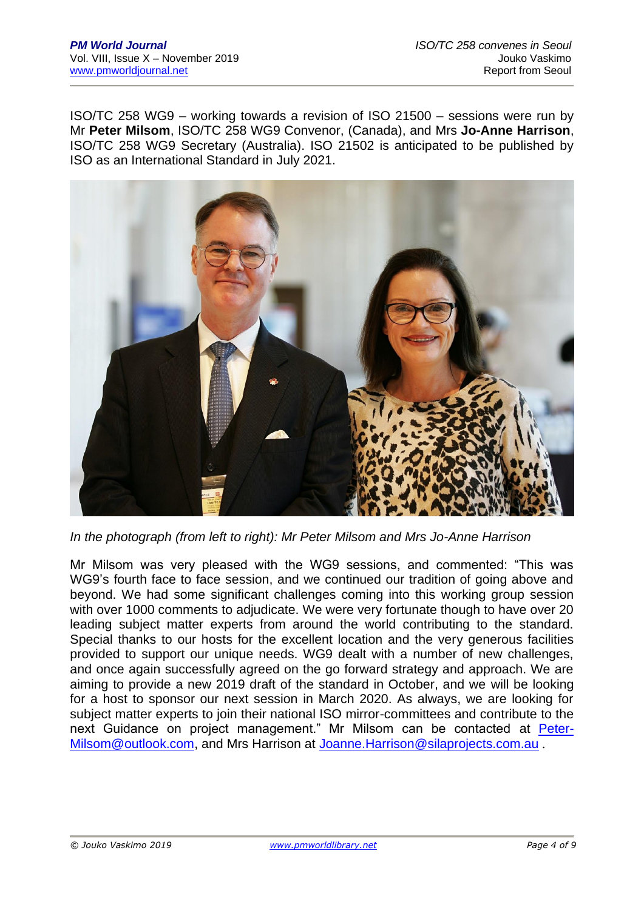ISO/TC 258 WG9 – working towards a revision of ISO 21500 – sessions were run by Mr **Peter Milsom**, ISO/TC 258 WG9 Convenor, (Canada), and Mrs **Jo-Anne Harrison**, ISO/TC 258 WG9 Secretary (Australia). ISO 21502 is anticipated to be published by ISO as an International Standard in July 2021.

*In the photograph (from left to right): Mr Peter Milsom and Mrs Jo-Anne Harrison*

Mr Milsom was very pleased with the WG9 sessions, and commented: "This was WG9's fourth face to face session, and we continued our tradition of going above and beyond. We had some significant challenges coming into this working group session with over 1000 comments to adjudicate. We were very fortunate though to have over 20 leading subject matter experts from around the world contributing to the standard. Special thanks to our hosts for the excellent location and the very generous facilities provided to support our unique needs. WG9 dealt with a number of new challenges, and once again successfully agreed on the go forward strategy and approach. We are aiming to provide a new 2019 draft of the standard in October, and we will be looking for a host to sponsor our next session in March 2020. As always, we are looking for subject matter experts to join their national ISO mirror-committees and contribute to the next Guidance on project management." Mr Milsom can be contacted at Peter-Milsom@outlook.com, and Mrs Harrison at Joanne.Harrison@silaprojects.com.au .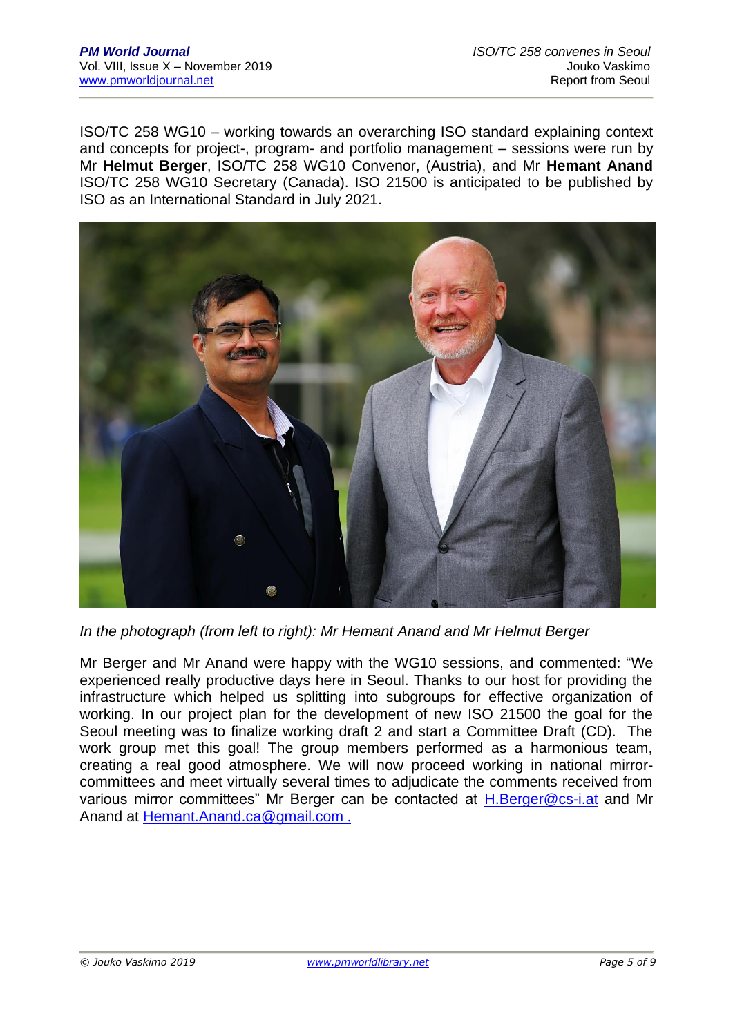ISO/TC 258 WG10 – working towards an overarching ISO standard explaining context and concepts for project-, program- and portfolio management – sessions were run by Mr **Helmut Berger**, ISO/TC 258 WG10 Convenor, (Austria), and Mr **Hemant Anand** ISO/TC 258 WG10 Secretary (Canada). ISO 21500 is anticipated to be published by ISO as an International Standard in July 2021.

*In the photograph (from left to right): Mr Hemant Anand and Mr Helmut Berger*

Mr Berger and Mr Anand were happy with the WG10 sessions, and commented: "We experienced really productive days here in Seoul. Thanks to our host for providing the infrastructure which helped us splitting into subgroups for effective organization of working. In our project plan for the development of new ISO 21500 the goal for the Seoul meeting was to finalize working draft 2 and start a Committee Draft (CD). The work group met this goal! The group members performed as a harmonious team, creating a real good atmosphere. We will now proceed working in national mirror-committees and meet virtually several times to adjudicate the comments received from various mirror committees" Mr Berger can be contacted at H.Berger@cs-i.at and Mr Anand at Hemant.Anand.ca@gmail.com .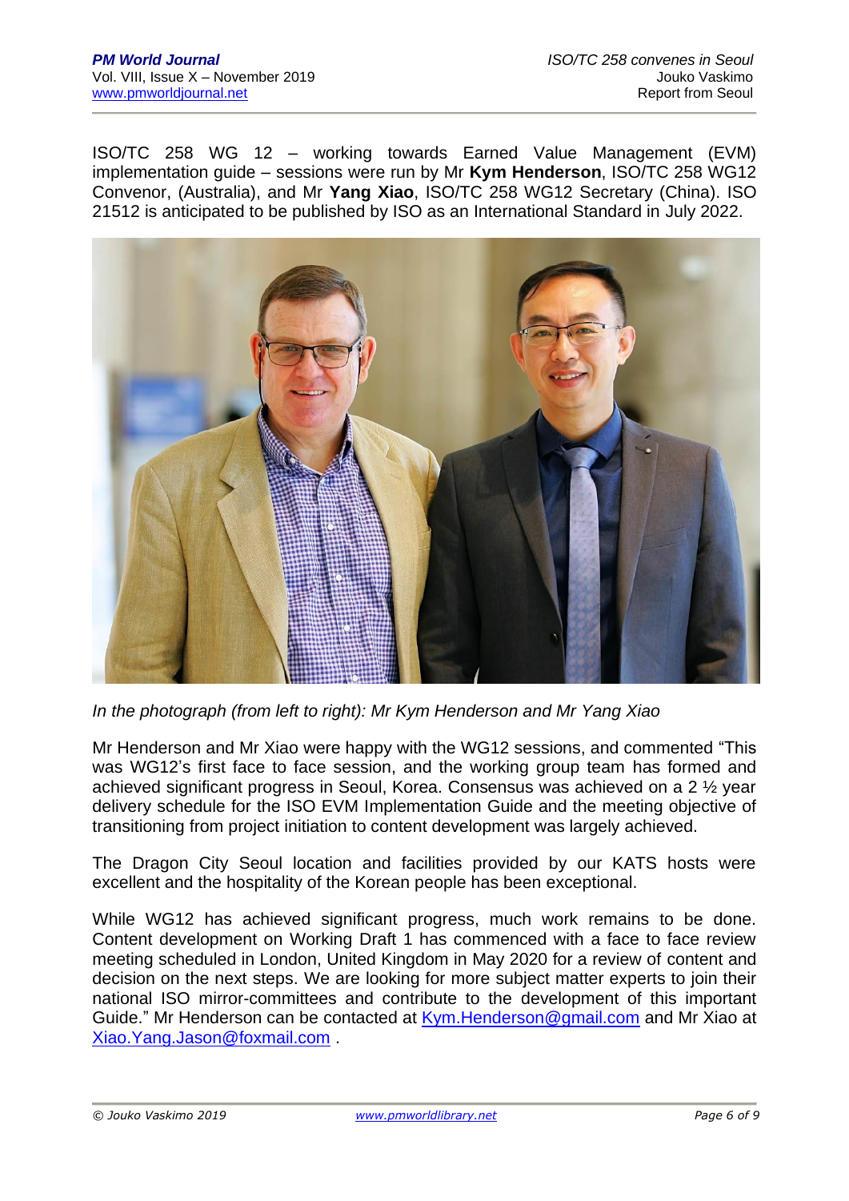ISO/TC 258 WG 12 – working towards Earned Value Management (EVM) implementation guide – sessions were run by Mr **Kym Henderson**, ISO/TC 258 WG12 Convenor, (Australia), and Mr **Yang Xiao**, ISO/TC 258 WG12 Secretary (China). ISO 21512 is anticipated to be published by ISO as an International Standard in July 2022.

*In the photograph (from left to right): Mr Kym Henderson and Mr Yang Xiao*

Mr Henderson and Mr Xiao were happy with the WG12 sessions, and commented "This was WG12's first face to face session, and the working group team has formed and achieved significant progress in Seoul, Korea. Consensus was achieved on a 2 ½ year delivery schedule for the ISO EVM Implementation Guide and the meeting objective of transitioning from project initiation to content development was largely achieved.

The Dragon City Seoul location and facilities provided by our KATS hosts were excellent and the hospitality of the Korean people has been exceptional.

While WG12 has achieved significant progress, much work remains to be done. Content development on Working Draft 1 has commenced with a face to face review meeting scheduled in London, United Kingdom in May 2020 for a review of content and decision on the next steps. We are looking for more subject matter experts to join their national ISO mirror-committees and contribute to the development of this important Guide." Mr Henderson can be contacted at Kym.Henderson@gmail.com and Mr Xiao at Xiao.Yang.Jason@foxmail.com .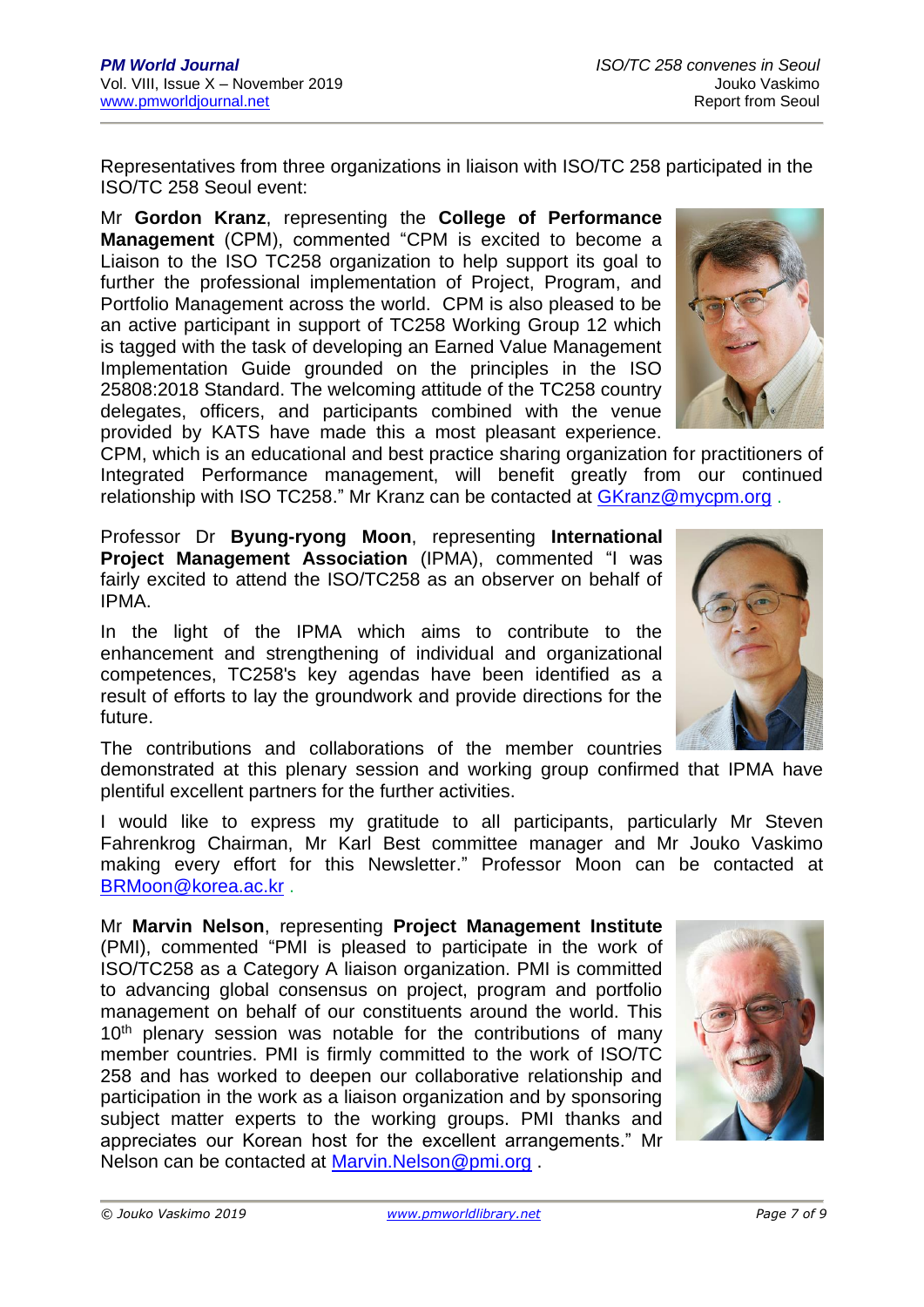Representatives from three organizations in liaison with ISO/TC 258 participated in the ISO/TC 258 Seoul event:

Mr **Gordon Kranz**, representing the **College of Performance Management** (CPM), commented "CPM is excited to become a Liaison to the ISO TC258 organization to help support its goal to further the professional implementation of Project, Program, and Portfolio Management across the world. CPM is also pleased to be an active participant in support of TC258 Working Group 12 which is tagged with the task of developing an Earned Value Management Implementation Guide grounded on the principles in the ISO 25808:2018 Standard. The welcoming attitude of the TC258 country delegates, officers, and participants combined with the venue provided by KATS have made this a most pleasant experience. CPM, which is an educational and best practice sharing organization for practitioners of Integrated Performance management, will benefit greatly from our continued relationship with ISO TC258." Mr Kranz can be contacted at GKranz@mycpm.org .

Professor Dr **Byung-ryong Moon**, representing **International Project Management Association** (IPMA), commented "I was fairly excited to attend the ISO/TC258 as an observer on behalf of IPMA.

In the light of the IPMA which aims to contribute to the enhancement and strengthening of individual and organizational competences, TC258's key agendas have been identified as a result of efforts to lay the groundwork and provide directions for the future.

The contributions and collaborations of the member countries demonstrated at this plenary session and working group confirmed that IPMA have plentiful excellent partners for the further activities.

I would like to express my gratitude to all participants, particularly Mr Steven Fahrenkrog Chairman, Mr Karl Best committee manager and Mr Jouko Vaskimo making every effort for this Newsletter." Professor Moon can be contacted at BRMoon@korea.ac.kr .

Mr **Marvin Nelson**, representing **Project Management Institute** (PMI), commented "PMI is pleased to participate in the work of ISO/TC258 as a Category A liaison organization. PMI is committed to advancing global consensus on project, program and portfolio management on behalf of our constituents around the world. This 10th plenary session was notable for the contributions of many member countries. PMI is firmly committed to the work of ISO/TC 258 and has worked to deepen our collaborative relationship and participation in the work as a liaison organization and by sponsoring subject matter experts to the working groups. PMI thanks and appreciates our Korean host for the excellent arrangements." Mr Nelson can be contacted at Marvin.Nelson@pmi.org .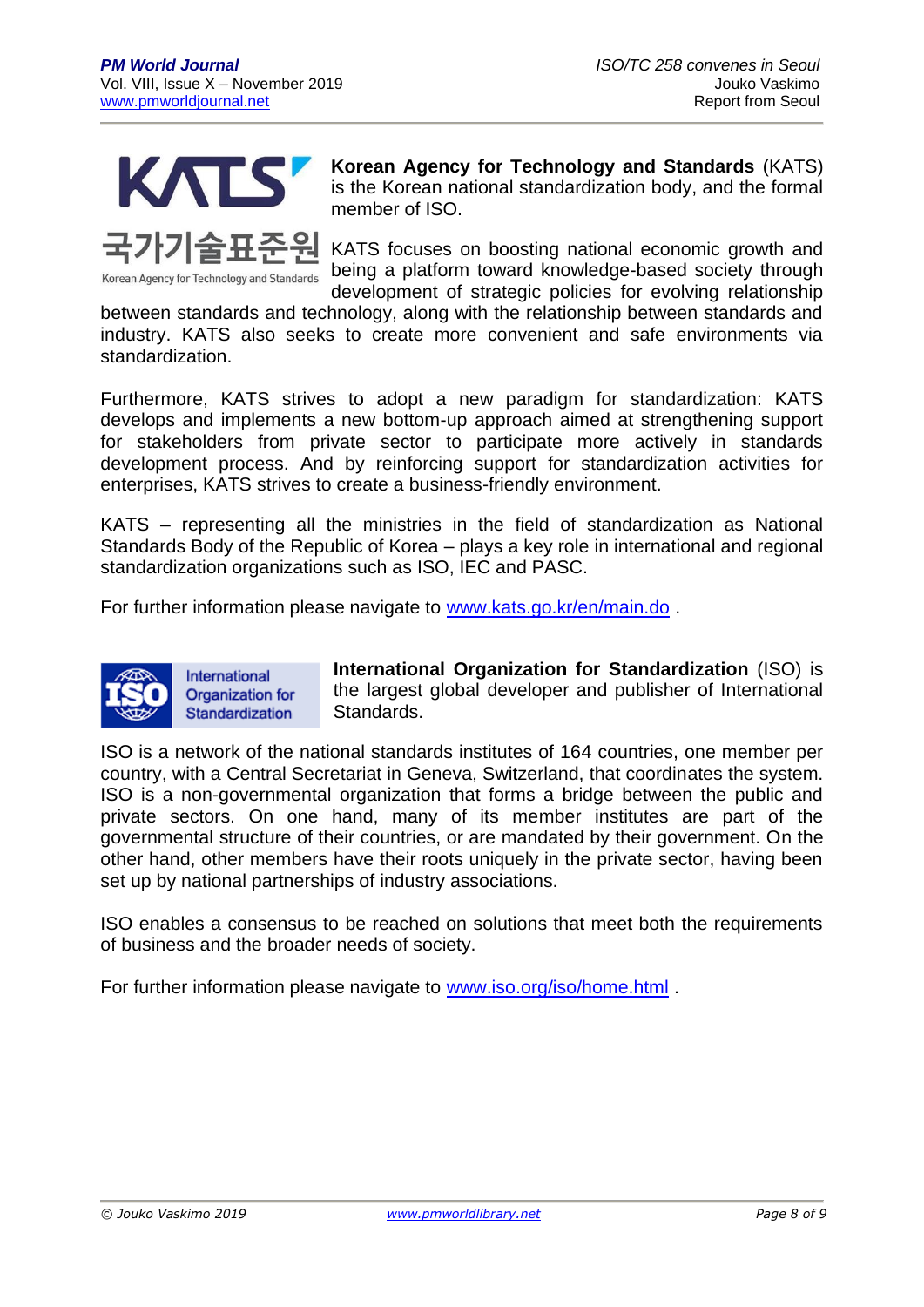**Korean Agency for Technology and Standards** (KATS) is the Korean national standardization body, and the formal member of ISO.

KATS focuses on boosting national economic growth and being a platform toward knowledge-based society through development of strategic policies for evolving relationship between standards and technology, along with the relationship between standards and industry. KATS also seeks to create more convenient and safe environments via standardization.

Furthermore, KATS strives to adopt a new paradigm for standardization: KATS develops and implements a new bottom-up approach aimed at strengthening support for stakeholders from private sector to participate more actively in standards development process. And by reinforcing support for standardization activities for enterprises, KATS strives to create a business-friendly environment.

KATS – representing all the ministries in the field of standardization as National Standards Body of the Republic of Korea – plays a key role in international and regional standardization organizations such as ISO, IEC and PASC.

For further information please navigate to [www.kats.go.kr/en/main.do](http://www.kats.go.kr/en/main.do) .

**International Organization for Standardization** (ISO) is the largest global developer and publisher of International Standards.

ISO is a network of the national standards institutes of 164 countries, one member per country, with a Central Secretariat in Geneva, Switzerland, that coordinates the system. ISO is a non-governmental organization that forms a bridge between the public and private sectors. On one hand, many of its member institutes are part of the governmental structure of their countries, or are mandated by their government. On the other hand, other members have their roots uniquely in the private sector, having been set up by national partnerships of industry associations.

ISO enables a consensus to be reached on solutions that meet both the requirements of business and the broader needs of society.

For further information please navigate to [www.iso.org/iso/home.html](http://www.iso.org/iso/home.html) .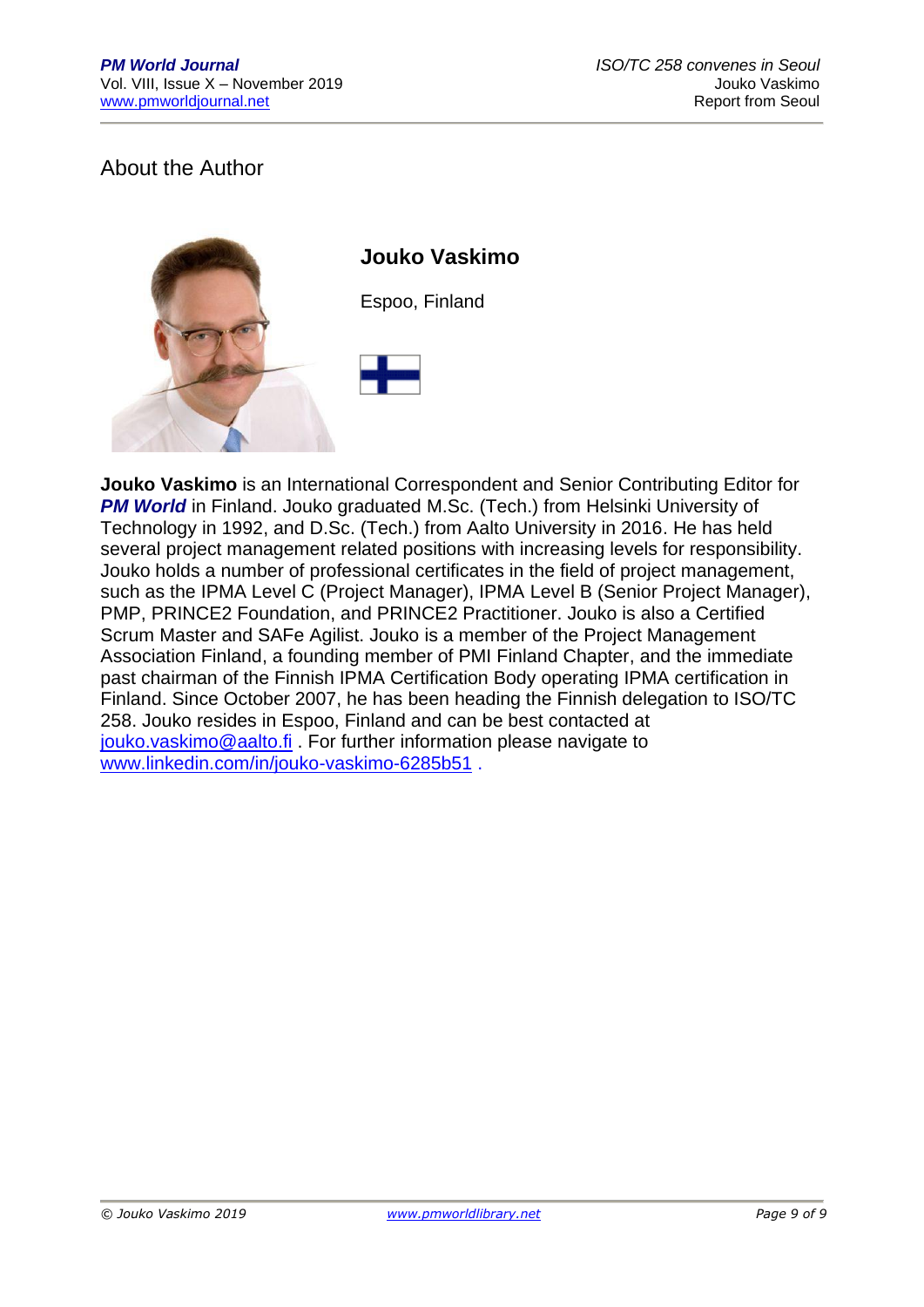## About the Author

### Jouko Vaskimo

Espoo, Finland

**Jouko Vaskimo** is an International Correspondent and Senior Contributing Editor for ***PM World*** in Finland. Jouko graduated M.Sc. (Tech.) from Helsinki University of Technology in 1992, and D.Sc. (Tech.) from Aalto University in 2016. He has held several project management related positions with increasing levels for responsibility. Jouko holds a number of professional certificates in the field of project management, such as the IPMA Level C (Project Manager), IPMA Level B (Senior Project Manager), PMP, PRINCE2 Foundation, and PRINCE2 Practitioner. Jouko is also a Certified Scrum Master and SAFe Agilist. Jouko is a member of the Project Management Association Finland, a founding member of PMI Finland Chapter, and the immediate past chairman of the Finnish IPMA Certification Body operating IPMA certification in Finland. Since October 2007, he has been heading the Finnish delegation to ISO/TC 258. Jouko resides in Espoo, Finland and can be best contacted at jouko.vaskimo@aalto.fi . For further information please navigate to www.linkedin.com/in/jouko-vaskimo-6285b51 .